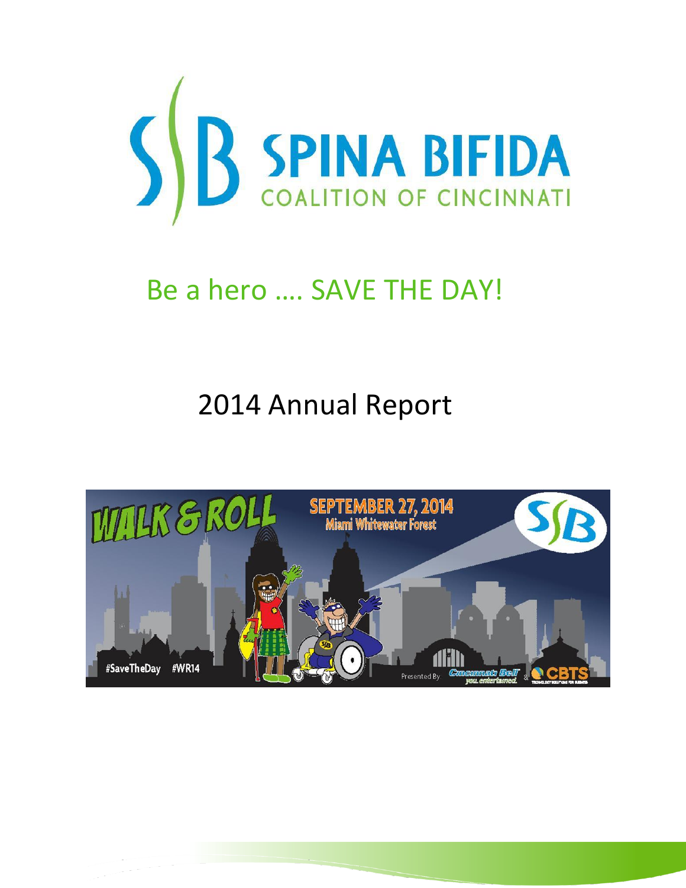# SPINA BIFIDA COALITION OF CINCINNATI

## Be a hero …. SAVE THE DAY!

# 2014 Annual Report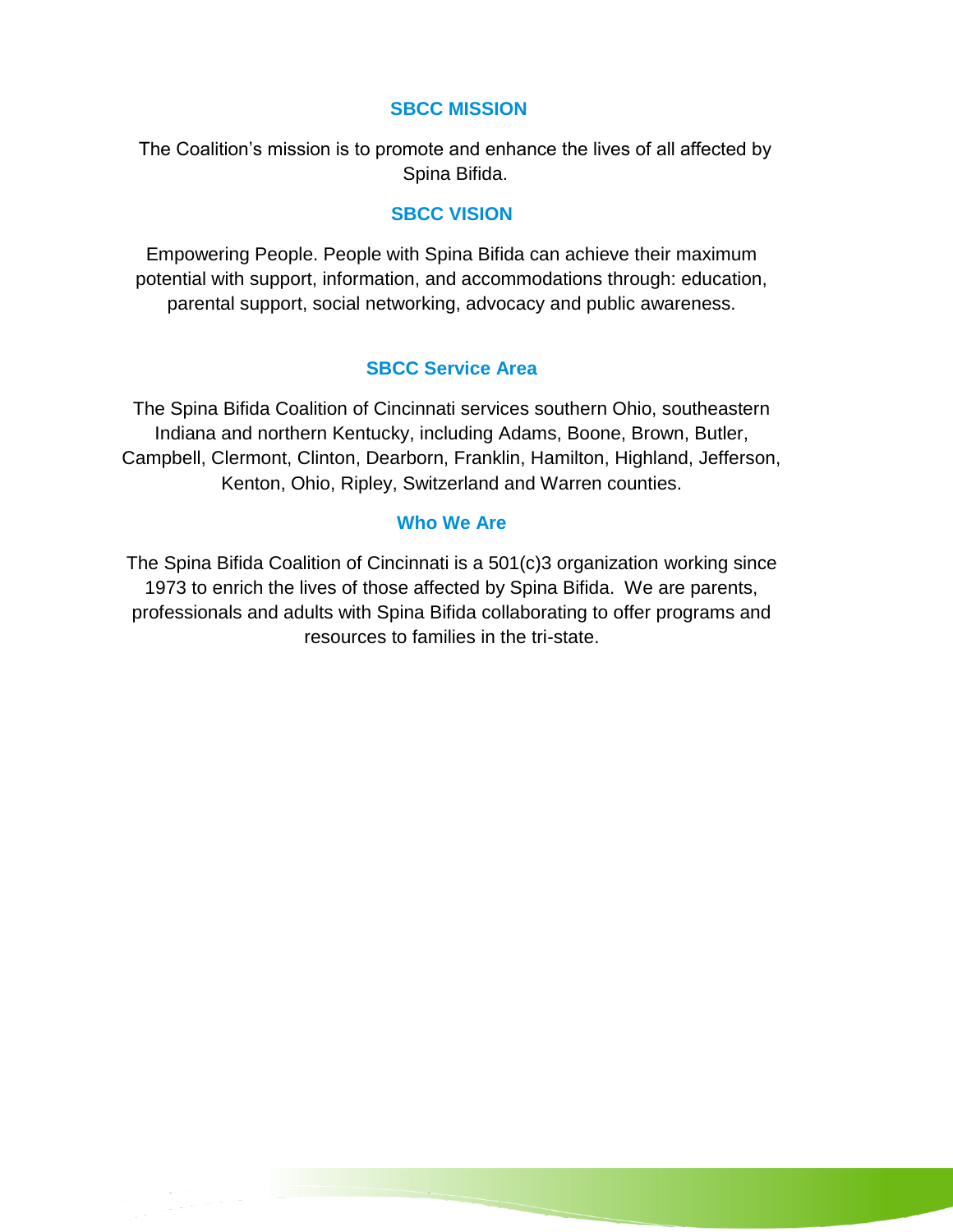## SBCC MISSION

The Coalition's mission is to promote and enhance the lives of all affected by Spina Bifida.

## SBCC VISION

Empowering People. People with Spina Bifida can achieve their maximum potential with support, information, and accommodations through: education, parental support, social networking, advocacy and public awareness.

## SBCC Service Area

The Spina Bifida Coalition of Cincinnati services southern Ohio, southeastern Indiana and northern Kentucky, including Adams, Boone, Brown, Butler, Campbell, Clermont, Clinton, Dearborn, Franklin, Hamilton, Highland, Jefferson, Kenton, Ohio, Ripley, Switzerland and Warren counties.

## Who We Are

The Spina Bifida Coalition of Cincinnati is a 501(c)3 organization working since 1973 to enrich the lives of those affected by Spina Bifida. We are parents, professionals and adults with Spina Bifida collaborating to offer programs and resources to families in the tri-state.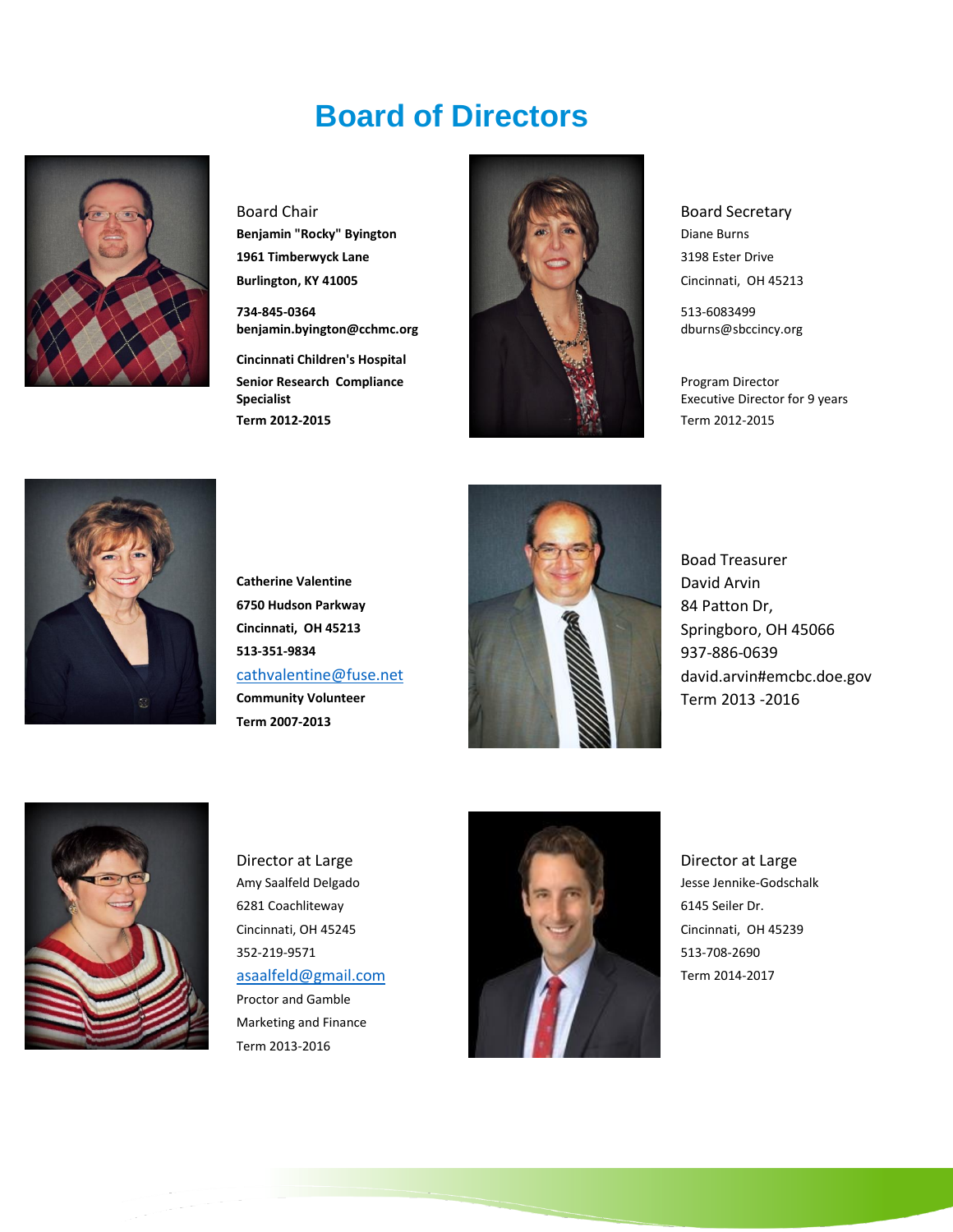# Board of Directors

Board Chair
**Benjamin "Rocky" Byington**
**1961 Timberwyck Lane**
**Burlington, KY 41005**

**734-845-0364**
**benjamin.byington@cchmc.org**

**Cincinnati Children's Hospital**
**Senior Research Compliance Specialist**
**Term 2012-2015**

Board Secretary
Diane Burns
3198 Ester Drive
Cincinnati, OH 45213

513-6083499
dburns@sbccincy.org

Program Director
Executive Director for 9 years
Term 2012-2015

**Catherine Valentine**
**6750 Hudson Parkway**
**Cincinnati, OH 45213**
**513-351-9834**
cathvalentine@fuse.net
**Community Volunteer**
**Term 2007-2013**

Boad Treasurer
David Arvin
84 Patton Dr,
Springboro, OH 45066
937-886-0639
david.arvin#emcbc.doe.gov
Term 2013 -2016

Director at Large
Amy Saalfeld Delgado
6281 Coachliteway
Cincinnati, OH 45245
352-219-9571
asaalfeld@gmail.com
Proctor and Gamble
Marketing and Finance
Term 2013-2016

Director at Large
Jesse Jennike-Godschalk
6145 Seiler Dr.
Cincinnati, OH 45239
513-708-2690
Term 2014-2017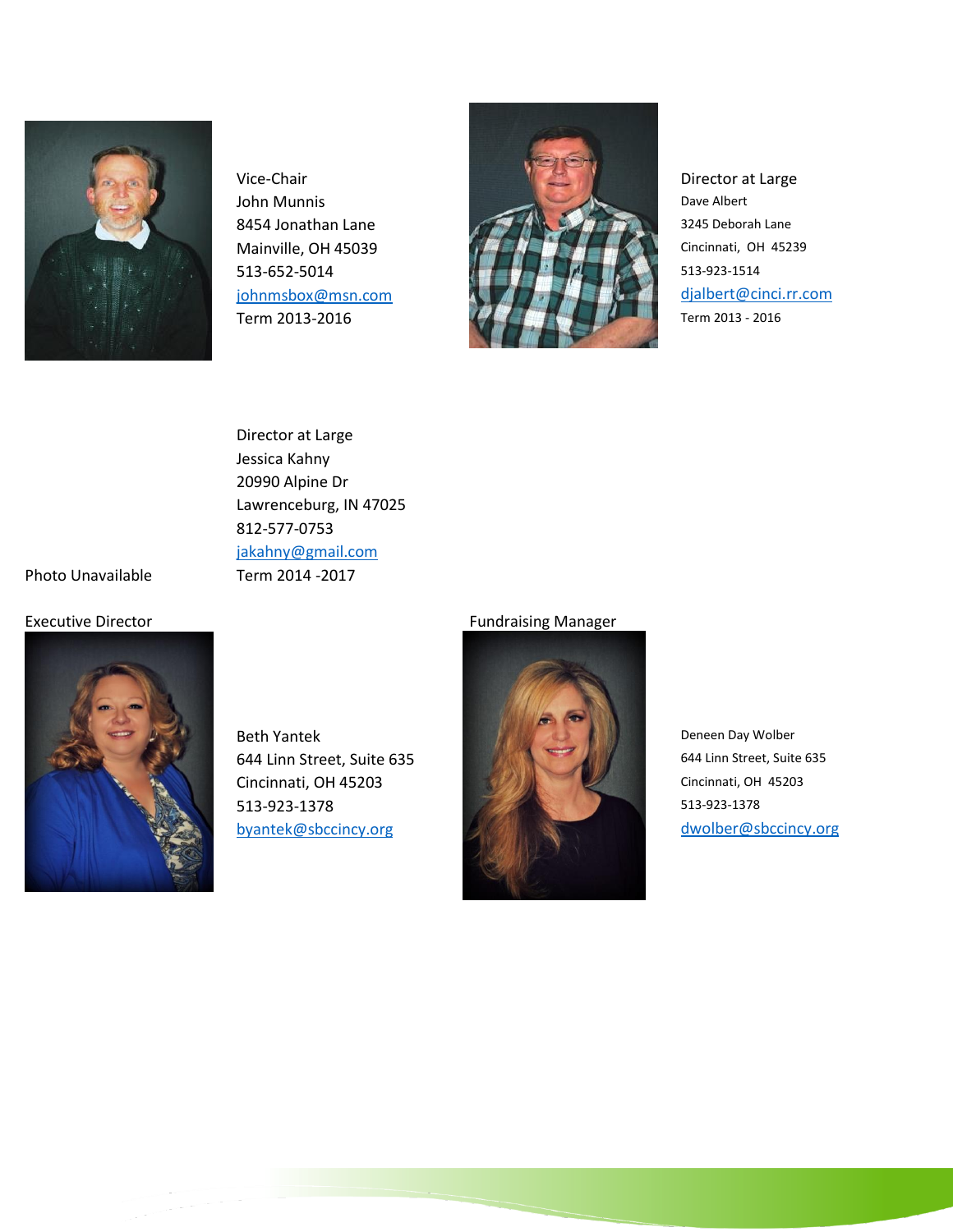Vice-Chair
John Munnis
8454 Jonathan Lane
Mainville, OH 45039
513-652-5014
johnmsbox@msn.com
Term 2013-2016

Director at Large
Dave Albert
3245 Deborah Lane
Cincinnati, OH 45239
513-923-1514
djalbert@cinci.rr.com
Term 2013 - 2016

Photo Unavailable

Director at Large
Jessica Kahny
20990 Alpine Dr
Lawrenceburg, IN 47025
812-577-0753
jakahny@gmail.com
Term 2014 -2017

Executive Director

Beth Yantek
644 Linn Street, Suite 635
Cincinnati, OH 45203
513-923-1378
byantek@sbccincy.org

Fundraising Manager

Deneen Day Wolber
644 Linn Street, Suite 635
Cincinnati, OH 45203
513-923-1378
dwolber@sbccincy.org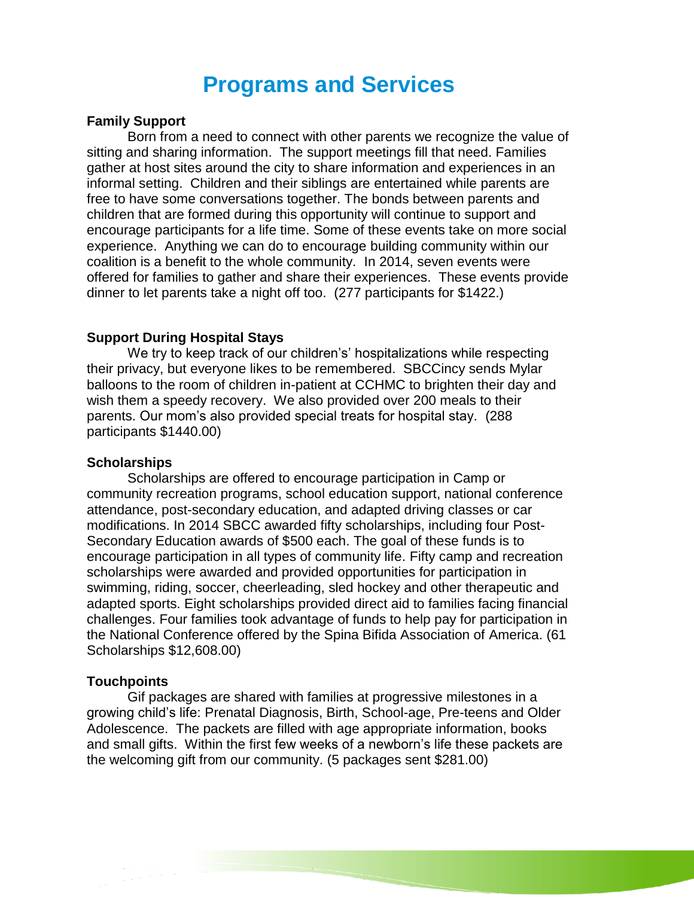# Programs and Services

**Family Support**

Born from a need to connect with other parents we recognize the value of sitting and sharing information. The support meetings fill that need. Families gather at host sites around the city to share information and experiences in an informal setting. Children and their siblings are entertained while parents are free to have some conversations together. The bonds between parents and children that are formed during this opportunity will continue to support and encourage participants for a life time. Some of these events take on more social experience. Anything we can do to encourage building community within our coalition is a benefit to the whole community. In 2014, seven events were offered for families to gather and share their experiences. These events provide dinner to let parents take a night off too. (277 participants for $1422.)

**Support During Hospital Stays**

We try to keep track of our children's' hospitalizations while respecting their privacy, but everyone likes to be remembered. SBCCincy sends Mylar balloons to the room of children in-patient at CCHMC to brighten their day and wish them a speedy recovery. We also provided over 200 meals to their parents. Our mom's also provided special treats for hospital stay. (288 participants $1440.00)

**Scholarships**

Scholarships are offered to encourage participation in Camp or community recreation programs, school education support, national conference attendance, post-secondary education, and adapted driving classes or car modifications. In 2014 SBCC awarded fifty scholarships, including four Post-Secondary Education awards of $500 each. The goal of these funds is to encourage participation in all types of community life. Fifty camp and recreation scholarships were awarded and provided opportunities for participation in swimming, riding, soccer, cheerleading, sled hockey and other therapeutic and adapted sports. Eight scholarships provided direct aid to families facing financial challenges. Four families took advantage of funds to help pay for participation in the National Conference offered by the Spina Bifida Association of America. (61 Scholarships $12,608.00)

**Touchpoints**

Gif packages are shared with families at progressive milestones in a growing child's life: Prenatal Diagnosis, Birth, School-age, Pre-teens and Older Adolescence. The packets are filled with age appropriate information, books and small gifts. Within the first few weeks of a newborn's life these packets are the welcoming gift from our community. (5 packages sent $281.00)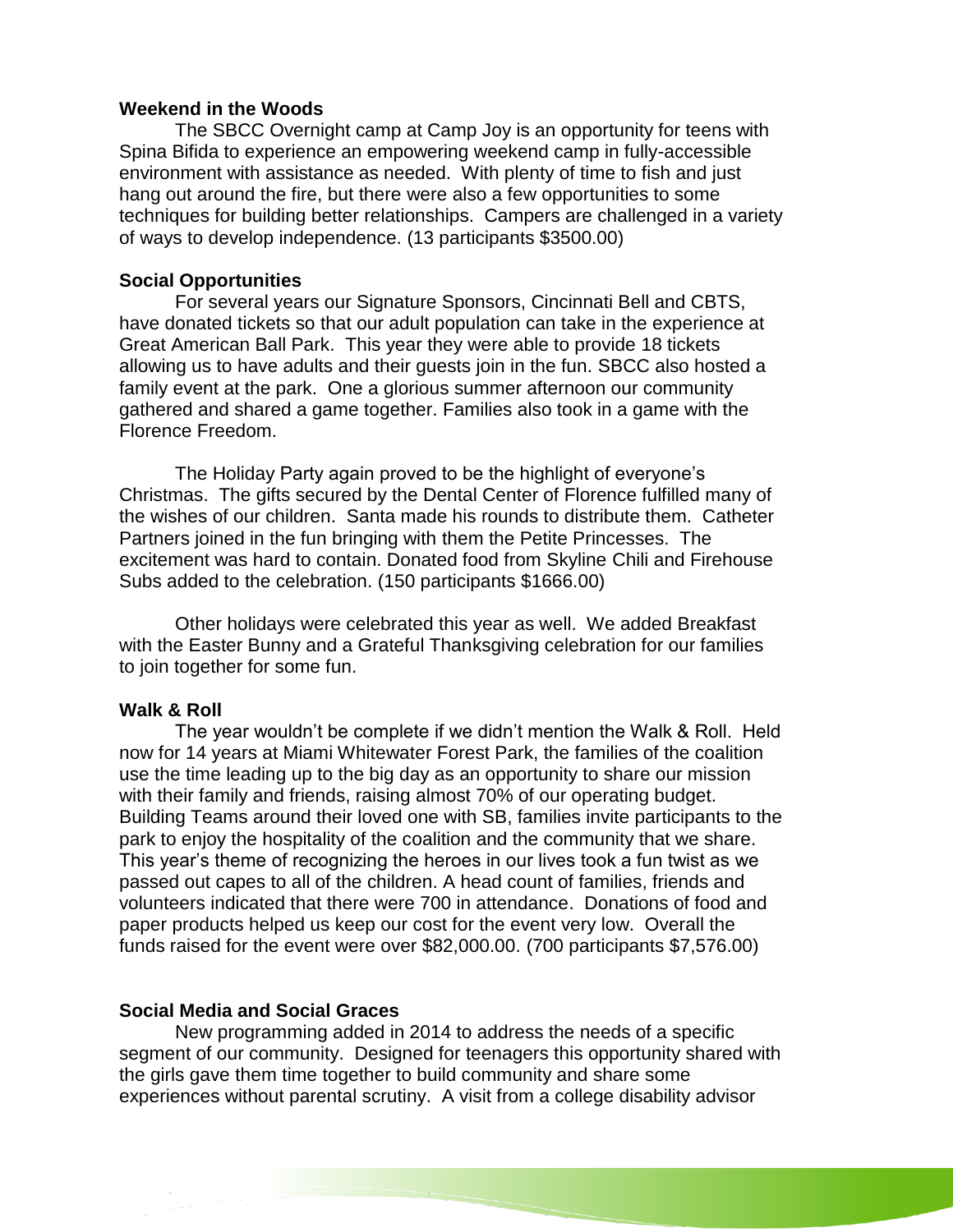**Weekend in the Woods**

The SBCC Overnight camp at Camp Joy is an opportunity for teens with Spina Bifida to experience an empowering weekend camp in fully-accessible environment with assistance as needed. With plenty of time to fish and just hang out around the fire, but there were also a few opportunities to some techniques for building better relationships. Campers are challenged in a variety of ways to develop independence. (13 participants $3500.00)

**Social Opportunities**

For several years our Signature Sponsors, Cincinnati Bell and CBTS, have donated tickets so that our adult population can take in the experience at Great American Ball Park. This year they were able to provide 18 tickets allowing us to have adults and their guests join in the fun. SBCC also hosted a family event at the park. One a glorious summer afternoon our community gathered and shared a game together. Families also took in a game with the Florence Freedom.

The Holiday Party again proved to be the highlight of everyone's Christmas. The gifts secured by the Dental Center of Florence fulfilled many of the wishes of our children. Santa made his rounds to distribute them. Catheter Partners joined in the fun bringing with them the Petite Princesses. The excitement was hard to contain. Donated food from Skyline Chili and Firehouse Subs added to the celebration. (150 participants $1666.00)

Other holidays were celebrated this year as well. We added Breakfast with the Easter Bunny and a Grateful Thanksgiving celebration for our families to join together for some fun.

**Walk & Roll**

The year wouldn't be complete if we didn't mention the Walk & Roll. Held now for 14 years at Miami Whitewater Forest Park, the families of the coalition use the time leading up to the big day as an opportunity to share our mission with their family and friends, raising almost 70% of our operating budget. Building Teams around their loved one with SB, families invite participants to the park to enjoy the hospitality of the coalition and the community that we share. This year's theme of recognizing the heroes in our lives took a fun twist as we passed out capes to all of the children. A head count of families, friends and volunteers indicated that there were 700 in attendance. Donations of food and paper products helped us keep our cost for the event very low. Overall the funds raised for the event were over $82,000.00. (700 participants $7,576.00)

**Social Media and Social Graces**

New programming added in 2014 to address the needs of a specific segment of our community. Designed for teenagers this opportunity shared with the girls gave them time together to build community and share some experiences without parental scrutiny. A visit from a college disability advisor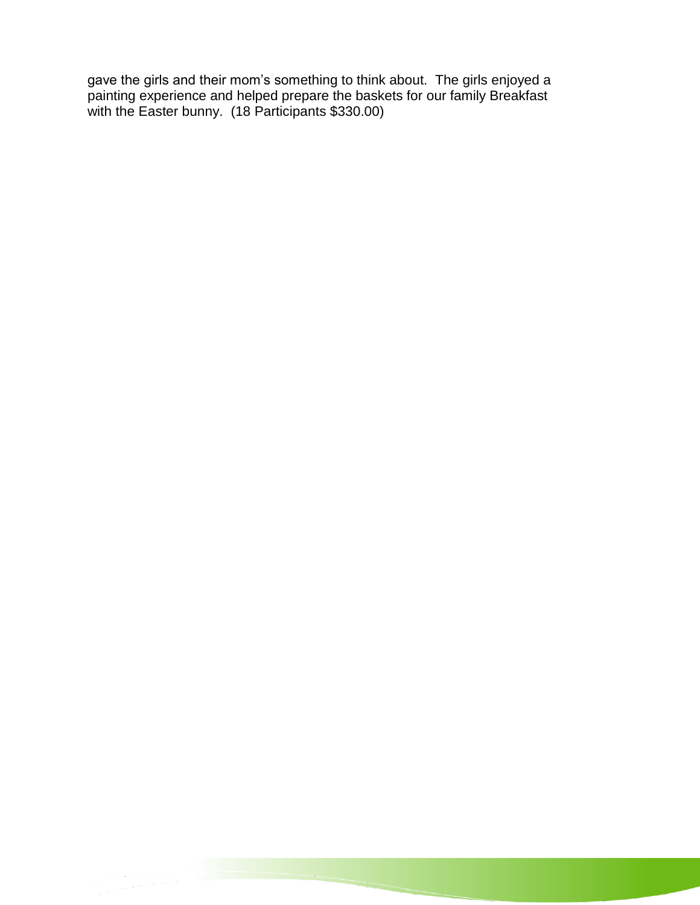gave the girls and their mom's something to think about. The girls enjoyed a painting experience and helped prepare the baskets for our family Breakfast with the Easter bunny. (18 Participants $330.00)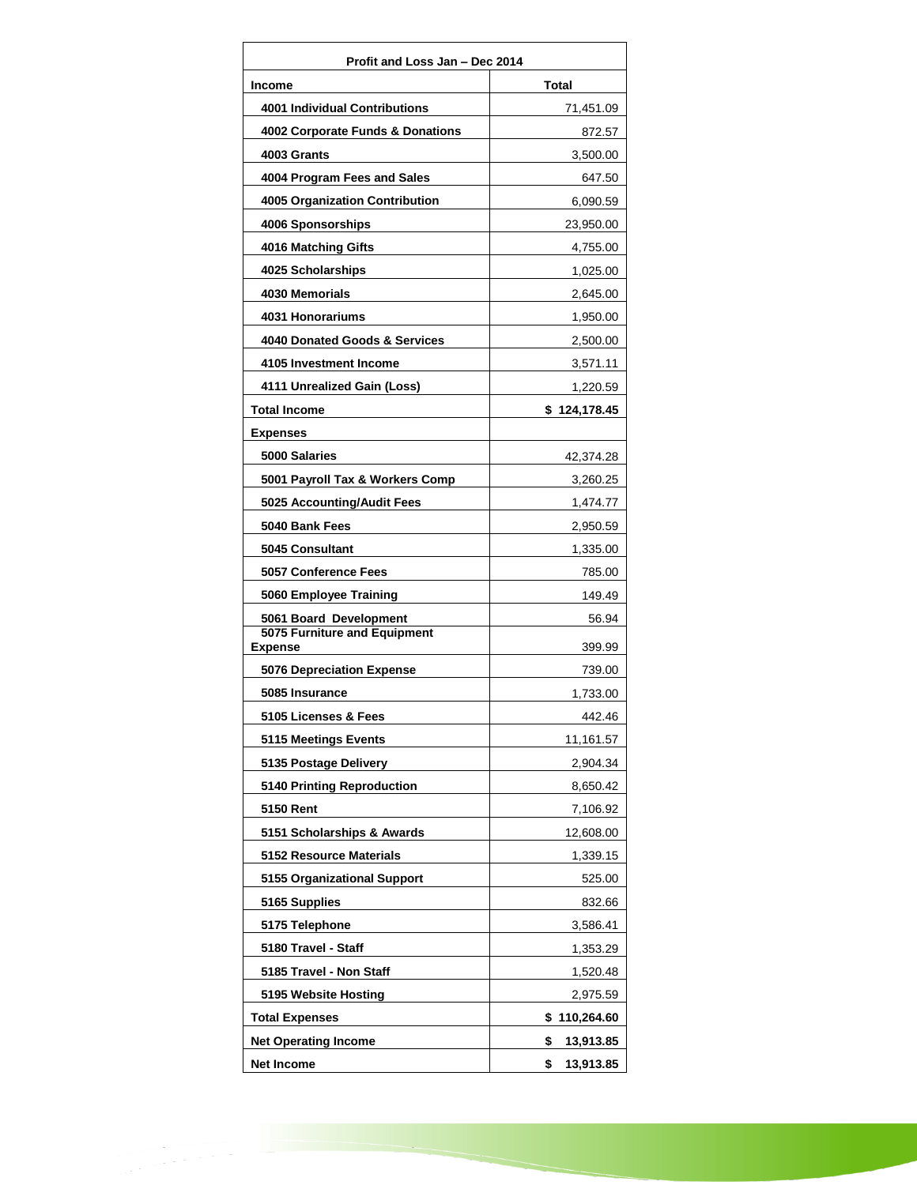| Profit and Loss Jan – Dec 2014 | |
|---|---|
| **Income** | **Total** |
| **4001 Individual Contributions** | 71,451.09 |
| **4002 Corporate Funds & Donations** | 872.57 |
| **4003 Grants** | 3,500.00 |
| **4004 Program Fees and Sales** | 647.50 |
| **4005 Organization Contribution** | 6,090.59 |
| **4006 Sponsorships** | 23,950.00 |
| **4016 Matching Gifts** | 4,755.00 |
| **4025 Scholarships** | 1,025.00 |
| **4030 Memorials** | 2,645.00 |
| **4031 Honorariums** | 1,950.00 |
| **4040 Donated Goods & Services** | 2,500.00 |
| **4105 Investment Income** | 3,571.11 |
| **4111 Unrealized Gain (Loss)** | 1,220.59 |
| **Total Income** | **$ 124,178.45** |
| **Expenses** | |
| **5000 Salaries** | 42,374.28 |
| **5001 Payroll Tax & Workers Comp** | 3,260.25 |
| **5025 Accounting/Audit Fees** | 1,474.77 |
| **5040 Bank Fees** | 2,950.59 |
| **5045 Consultant** | 1,335.00 |
| **5057 Conference Fees** | 785.00 |
| **5060 Employee Training** | 149.49 |
| **5061 Board Development** | 56.94 |
| **5075 Furniture and Equipment Expense** | 399.99 |
| **5076 Depreciation Expense** | 739.00 |
| **5085 Insurance** | 1,733.00 |
| **5105 Licenses & Fees** | 442.46 |
| **5115 Meetings Events** | 11,161.57 |
| **5135 Postage Delivery** | 2,904.34 |
| **5140 Printing Reproduction** | 8,650.42 |
| **5150 Rent** | 7,106.92 |
| **5151 Scholarships & Awards** | 12,608.00 |
| **5152 Resource Materials** | 1,339.15 |
| **5155 Organizational Support** | 525.00 |
| **5165 Supplies** | 832.66 |
| **5175 Telephone** | 3,586.41 |
| **5180 Travel - Staff** | 1,353.29 |
| **5185 Travel - Non Staff** | 1,520.48 |
| **5195 Website Hosting** | 2,975.59 |
| **Total Expenses** | **$ 110,264.60** |
| **Net Operating Income** | **$ 13,913.85** |
| **Net Income** | **$ 13,913.85** |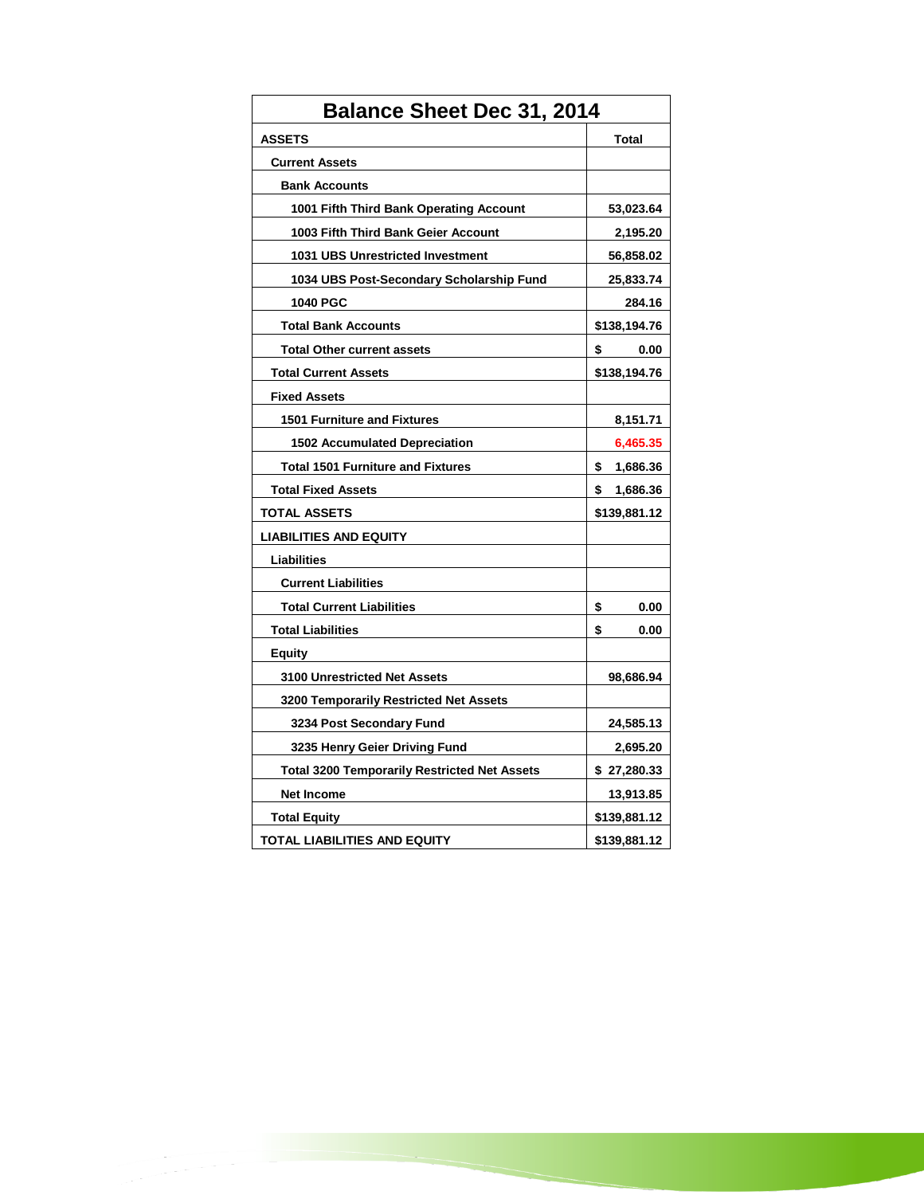| Balance Sheet Dec 31, 2014 | |
|---|---|
| **ASSETS** | **Total** |
| **Current Assets** | |
| **Bank Accounts** | |
| **1001 Fifth Third Bank Operating Account** | **53,023.64** |
| **1003 Fifth Third Bank Geier Account** | **2,195.20** |
| **1031 UBS Unrestricted Investment** | **56,858.02** |
| **1034 UBS Post-Secondary Scholarship Fund** | **25,833.74** |
| **1040 PGC** | **284.16** |
| **Total Bank Accounts** | **$138,194.76** |
| **Total Other current assets** | **$ 0.00** |
| **Total Current Assets** | **$138,194.76** |
| **Fixed Assets** | |
| **1501 Furniture and Fixtures** | **8,151.71** |
| **1502 Accumulated Depreciation** | **6,465.35** |
| **Total 1501 Furniture and Fixtures** | **$ 1,686.36** |
| **Total Fixed Assets** | **$ 1,686.36** |
| **TOTAL ASSETS** | **$139,881.12** |
| **LIABILITIES AND EQUITY** | |
| **Liabilities** | |
| **Current Liabilities** | |
| **Total Current Liabilities** | **$ 0.00** |
| **Total Liabilities** | **$ 0.00** |
| **Equity** | |
| **3100 Unrestricted Net Assets** | **98,686.94** |
| **3200 Temporarily Restricted Net Assets** | |
| **3234 Post Secondary Fund** | **24,585.13** |
| **3235 Henry Geier Driving Fund** | **2,695.20** |
| **Total 3200 Temporarily Restricted Net Assets** | **$ 27,280.33** |
| **Net Income** | **13,913.85** |
| **Total Equity** | **$139,881.12** |
| **TOTAL LIABILITIES AND EQUITY** | **$139,881.12** |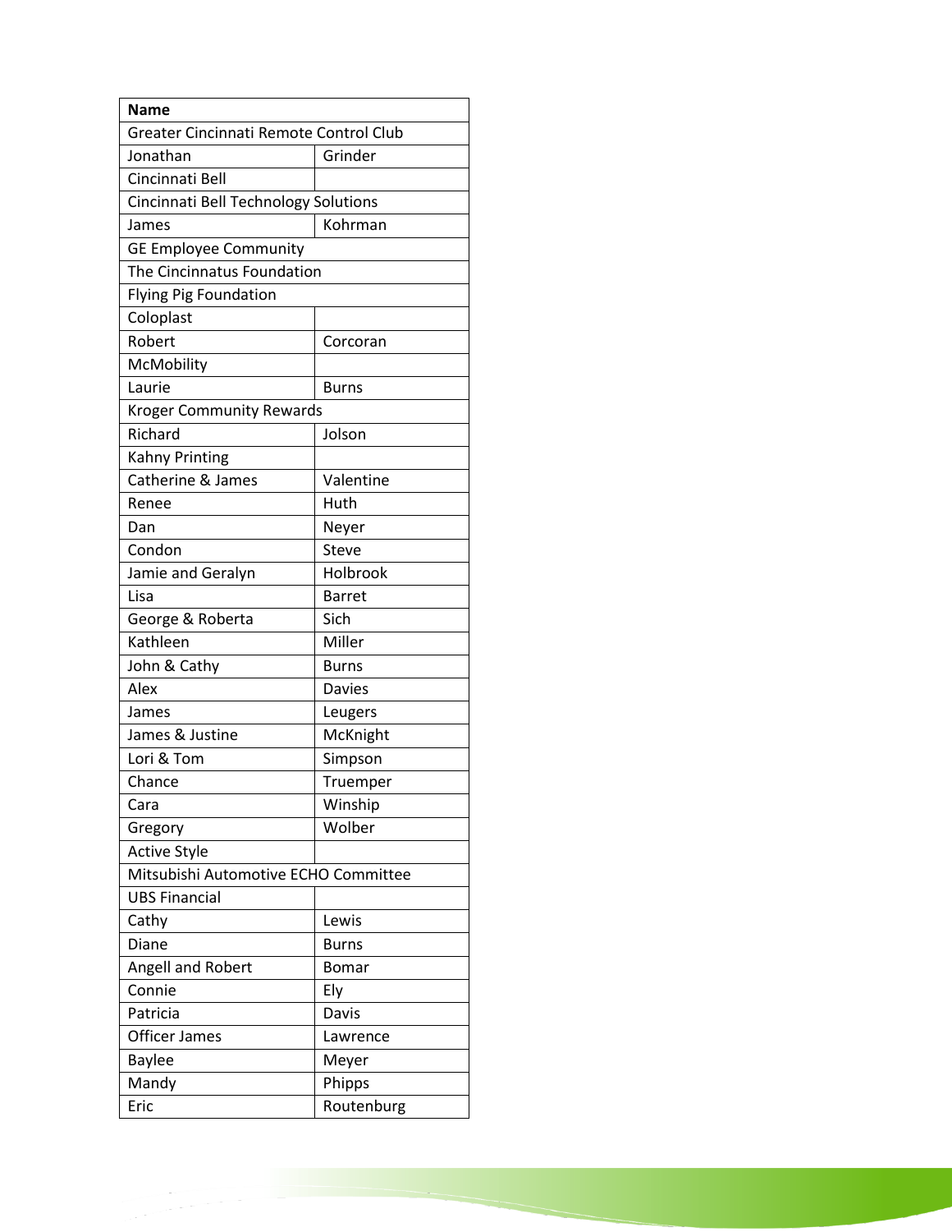| Name | |
|---|---|
| Greater Cincinnati Remote Control Club | |
| Jonathan | Grinder |
| Cincinnati Bell | |
| Cincinnati Bell Technology Solutions | |
| James | Kohrman |
| GE Employee Community | |
| The Cincinnatus Foundation | |
| Flying Pig Foundation | |
| Coloplast | |
| Robert | Corcoran |
| McMobility | |
| Laurie | Burns |
| Kroger Community Rewards | |
| Richard | Jolson |
| Kahny Printing | |
| Catherine & James | Valentine |
| Renee | Huth |
| Dan | Neyer |
| Condon | Steve |
| Jamie and Geralyn | Holbrook |
| Lisa | Barret |
| George & Roberta | Sich |
| Kathleen | Miller |
| John & Cathy | Burns |
| Alex | Davies |
| James | Leugers |
| James & Justine | McKnight |
| Lori & Tom | Simpson |
| Chance | Truemper |
| Cara | Winship |
| Gregory | Wolber |
| Active Style | |
| Mitsubishi Automotive ECHO Committee | |
| UBS Financial | |
| Cathy | Lewis |
| Diane | Burns |
| Angell and Robert | Bomar |
| Connie | Ely |
| Patricia | Davis |
| Officer James | Lawrence |
| Baylee | Meyer |
| Mandy | Phipps |
| Eric | Routenburg |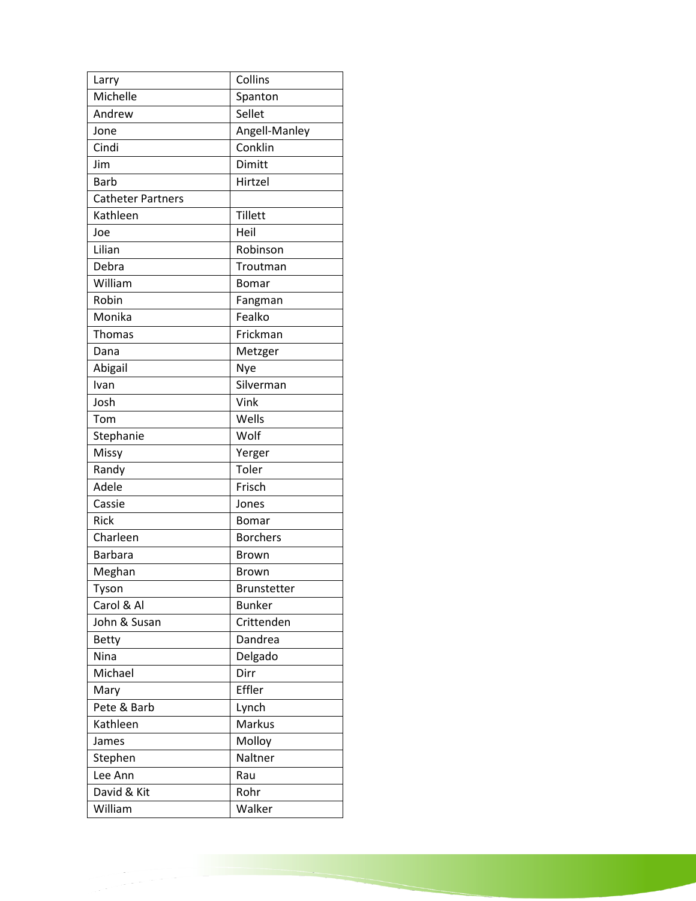| | |
|---|---|
| Larry | Collins |
| Michelle | Spanton |
| Andrew | Sellet |
| Jone | Angell-Manley |
| Cindi | Conklin |
| Jim | Dimitt |
| Barb | Hirtzel |
| Catheter Partners | |
| Kathleen | Tillett |
| Joe | Heil |
| Lilian | Robinson |
| Debra | Troutman |
| William | Bomar |
| Robin | Fangman |
| Monika | Fealko |
| Thomas | Frickman |
| Dana | Metzger |
| Abigail | Nye |
| Ivan | Silverman |
| Josh | Vink |
| Tom | Wells |
| Stephanie | Wolf |
| Missy | Yerger |
| Randy | Toler |
| Adele | Frisch |
| Cassie | Jones |
| Rick | Bomar |
| Charleen | Borchers |
| Barbara | Brown |
| Meghan | Brown |
| Tyson | Brunstetter |
| Carol & Al | Bunker |
| John & Susan | Crittenden |
| Betty | Dandrea |
| Nina | Delgado |
| Michael | Dirr |
| Mary | Effler |
| Pete & Barb | Lynch |
| Kathleen | Markus |
| James | Molloy |
| Stephen | Naltner |
| Lee Ann | Rau |
| David & Kit | Rohr |
| William | Walker |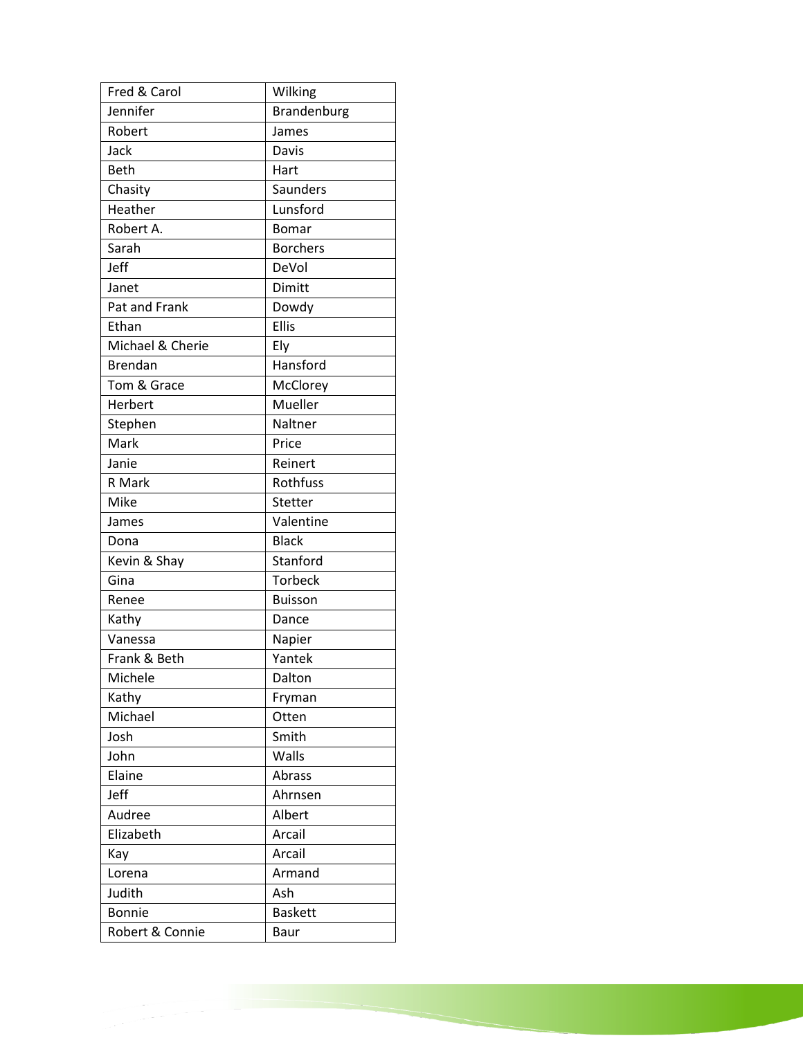| | |
|---|---|
| Fred & Carol | Wilking |
| Jennifer | Brandenburg |
| Robert | James |
| Jack | Davis |
| Beth | Hart |
| Chasity | Saunders |
| Heather | Lunsford |
| Robert A. | Bomar |
| Sarah | Borchers |
| Jeff | DeVol |
| Janet | Dimitt |
| Pat and Frank | Dowdy |
| Ethan | Ellis |
| Michael & Cherie | Ely |
| Brendan | Hansford |
| Tom & Grace | McClorey |
| Herbert | Mueller |
| Stephen | Naltner |
| Mark | Price |
| Janie | Reinert |
| R Mark | Rothfuss |
| Mike | Stetter |
| James | Valentine |
| Dona | Black |
| Kevin & Shay | Stanford |
| Gina | Torbeck |
| Renee | Buisson |
| Kathy | Dance |
| Vanessa | Napier |
| Frank & Beth | Yantek |
| Michele | Dalton |
| Kathy | Fryman |
| Michael | Otten |
| Josh | Smith |
| John | Walls |
| Elaine | Abrass |
| Jeff | Ahrnsen |
| Audree | Albert |
| Elizabeth | Arcail |
| Kay | Arcail |
| Lorena | Armand |
| Judith | Ash |
| Bonnie | Baskett |
| Robert & Connie | Baur |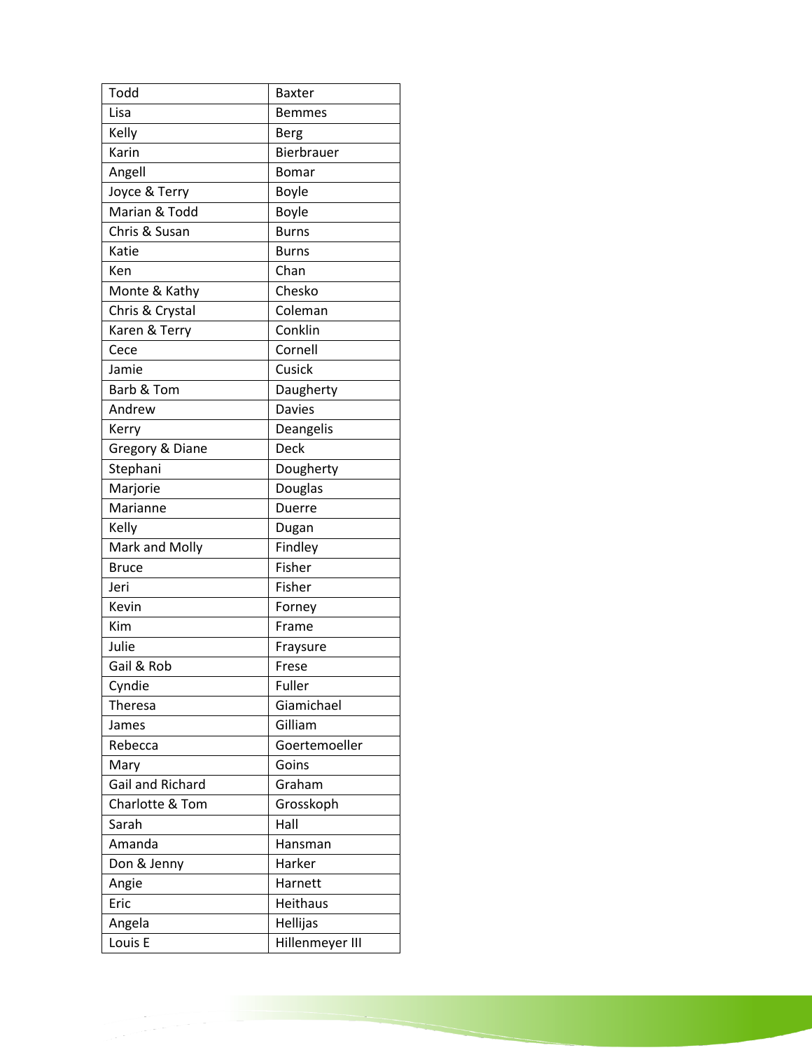| Todd | Baxter |
|---|---|
| Lisa | Bemmes |
| Kelly | Berg |
| Karin | Bierbrauer |
| Angell | Bomar |
| Joyce & Terry | Boyle |
| Marian & Todd | Boyle |
| Chris & Susan | Burns |
| Katie | Burns |
| Ken | Chan |
| Monte & Kathy | Chesko |
| Chris & Crystal | Coleman |
| Karen & Terry | Conklin |
| Cece | Cornell |
| Jamie | Cusick |
| Barb & Tom | Daugherty |
| Andrew | Davies |
| Kerry | Deangelis |
| Gregory & Diane | Deck |
| Stephani | Dougherty |
| Marjorie | Douglas |
| Marianne | Duerre |
| Kelly | Dugan |
| Mark and Molly | Findley |
| Bruce | Fisher |
| Jeri | Fisher |
| Kevin | Forney |
| Kim | Frame |
| Julie | Fraysure |
| Gail & Rob | Frese |
| Cyndie | Fuller |
| Theresa | Giamichael |
| James | Gilliam |
| Rebecca | Goertemoeller |
| Mary | Goins |
| Gail and Richard | Graham |
| Charlotte & Tom | Grosskoph |
| Sarah | Hall |
| Amanda | Hansman |
| Don & Jenny | Harker |
| Angie | Harnett |
| Eric | Heithaus |
| Angela | Hellijas |
| Louis E | Hillenmeyer III |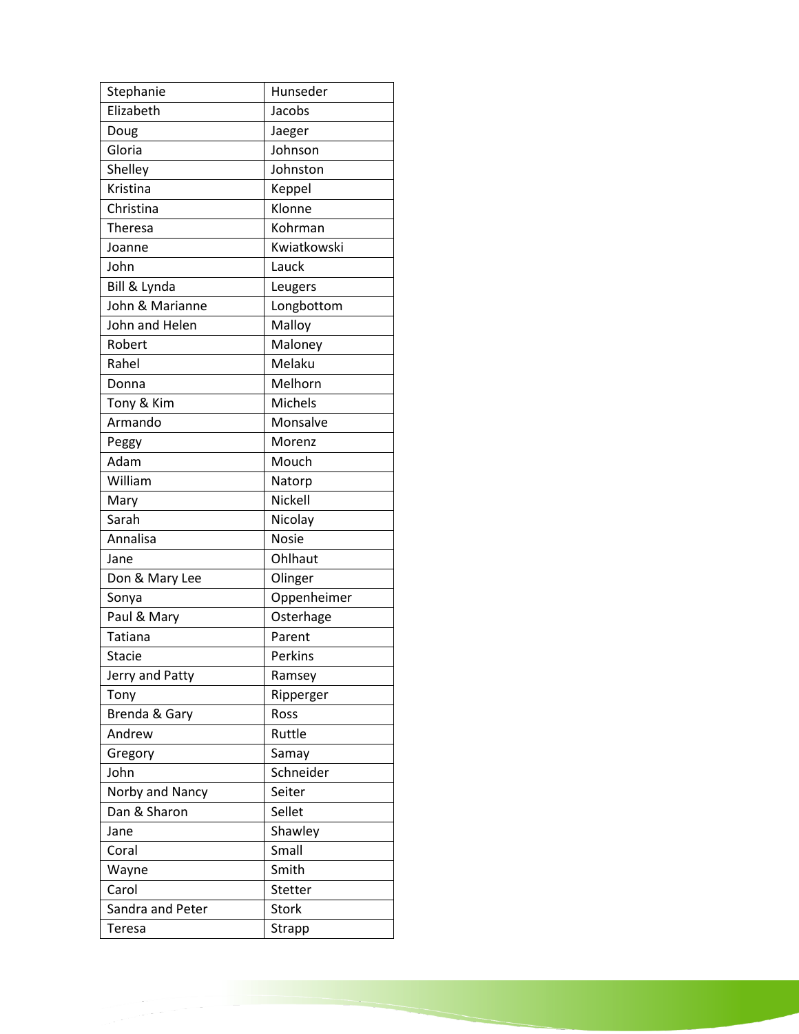| | |
|---|---|
| Stephanie | Hunseder |
| Elizabeth | Jacobs |
| Doug | Jaeger |
| Gloria | Johnson |
| Shelley | Johnston |
| Kristina | Keppel |
| Christina | Klonne |
| Theresa | Kohrman |
| Joanne | Kwiatkowski |
| John | Lauck |
| Bill & Lynda | Leugers |
| John & Marianne | Longbottom |
| John and Helen | Malloy |
| Robert | Maloney |
| Rahel | Melaku |
| Donna | Melhorn |
| Tony & Kim | Michels |
| Armando | Monsalve |
| Peggy | Morenz |
| Adam | Mouch |
| William | Natorp |
| Mary | Nickell |
| Sarah | Nicolay |
| Annalisa | Nosie |
| Jane | Ohlhaut |
| Don & Mary Lee | Olinger |
| Sonya | Oppenheimer |
| Paul & Mary | Osterhage |
| Tatiana | Parent |
| Stacie | Perkins |
| Jerry and Patty | Ramsey |
| Tony | Ripperger |
| Brenda & Gary | Ross |
| Andrew | Ruttle |
| Gregory | Samay |
| John | Schneider |
| Norby and Nancy | Seiter |
| Dan & Sharon | Sellet |
| Jane | Shawley |
| Coral | Small |
| Wayne | Smith |
| Carol | Stetter |
| Sandra and Peter | Stork |
| Teresa | Strapp |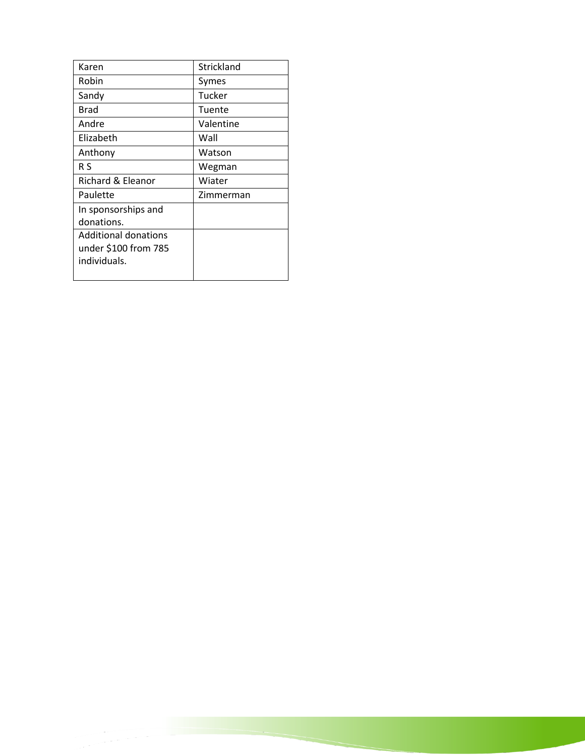| | |
|---|---|
| Karen | Strickland |
| Robin | Symes |
| Sandy | Tucker |
| Brad | Tuente |
| Andre | Valentine |
| Elizabeth | Wall |
| Anthony | Watson |
| R S | Wegman |
| Richard & Eleanor | Wiater |
| Paulette | Zimmerman |
| In sponsorships and donations. | |
| Additional donations under $100 from 785 individuals. | |